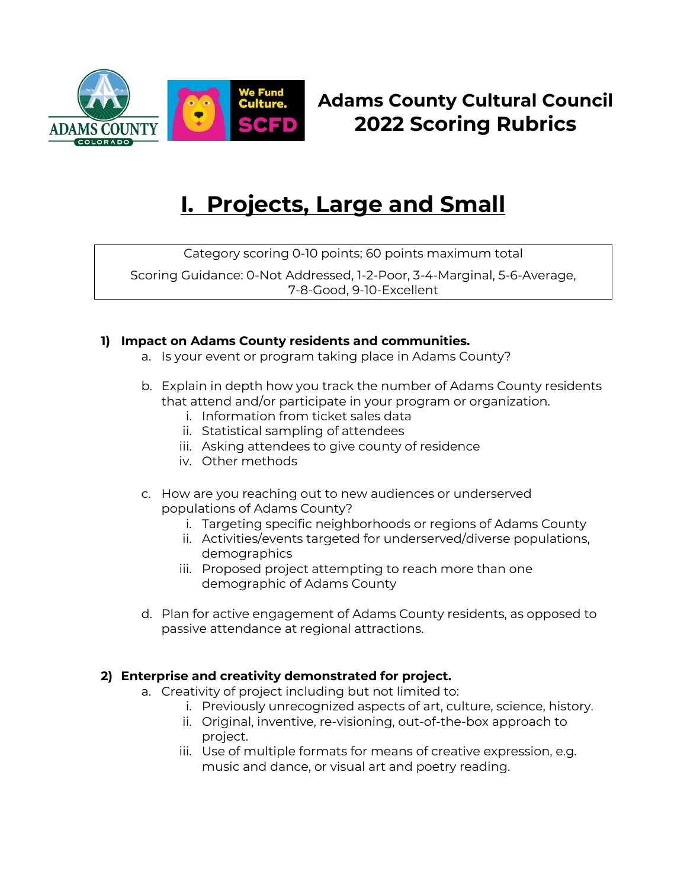# Adams County Cultural Council
# 2022 Scoring Rubrics

## I. Projects, Large and Small

Category scoring 0-10 points; 60 points maximum total

Scoring Guidance: 0-Not Addressed, 1-2-Poor, 3-4-Marginal, 5-6-Average, 7-8-Good, 9-10-Excellent

### 1) Impact on Adams County residents and communities.

a. Is your event or program taking place in Adams County?

b. Explain in depth how you track the number of Adams County residents that attend and/or participate in your program or organization.
   i. Information from ticket sales data
   ii. Statistical sampling of attendees
   iii. Asking attendees to give county of residence
   iv. Other methods

c. How are you reaching out to new audiences or underserved populations of Adams County?
   i. Targeting specific neighborhoods or regions of Adams County
   ii. Activities/events targeted for underserved/diverse populations, demographics
   iii. Proposed project attempting to reach more than one demographic of Adams County

d. Plan for active engagement of Adams County residents, as opposed to passive attendance at regional attractions.

### 2) Enterprise and creativity demonstrated for project.

a. Creativity of project including but not limited to:
   i. Previously unrecognized aspects of art, culture, science, history.
   ii. Original, inventive, re-visioning, out-of-the-box approach to project.
   iii. Use of multiple formats for means of creative expression, e.g. music and dance, or visual art and poetry reading.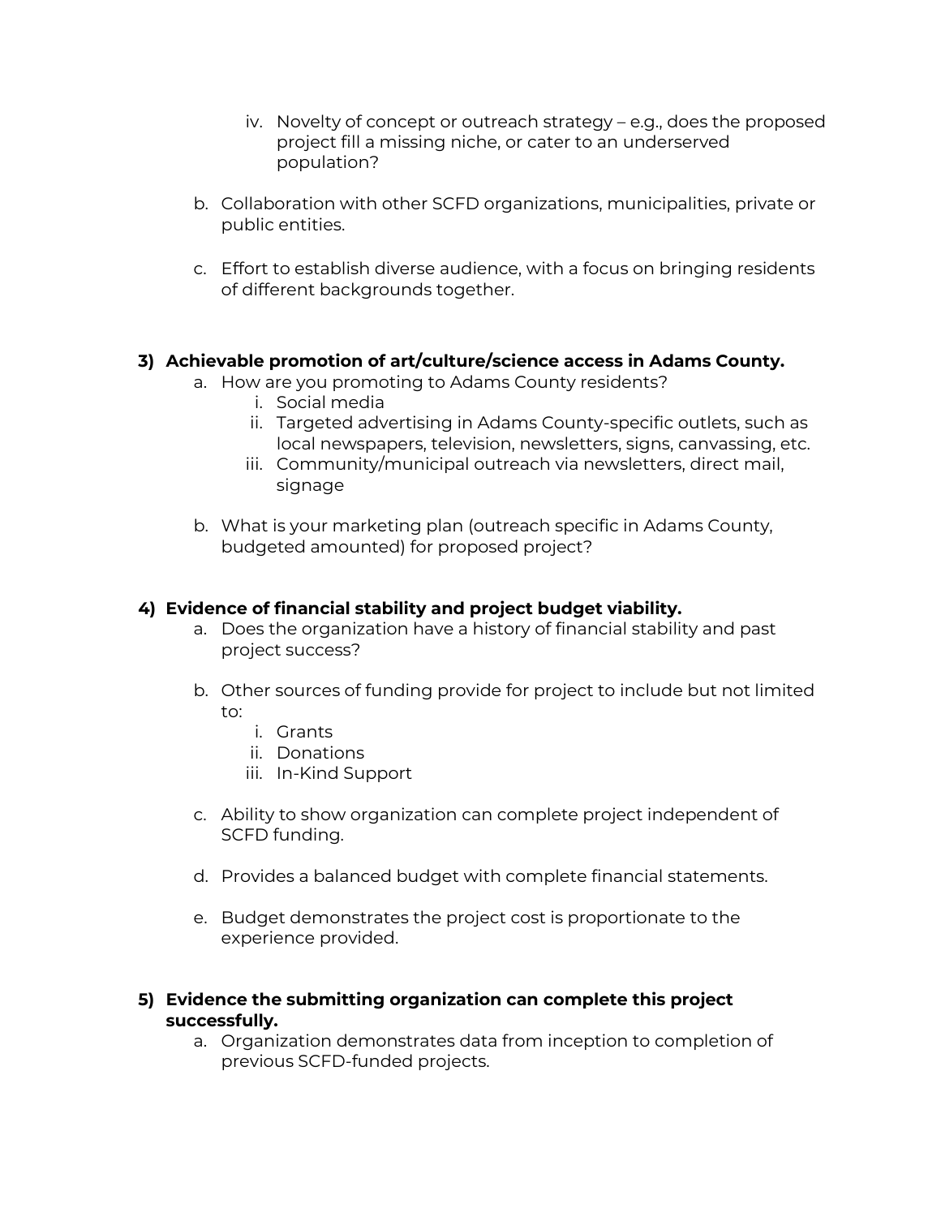iv. Novelty of concept or outreach strategy – e.g., does the proposed project fill a missing niche, or cater to an underserved population?

  b. Collaboration with other SCFD organizations, municipalities, private or public entities.

  c. Effort to establish diverse audience, with a focus on bringing residents of different backgrounds together.

**3) Achievable promotion of art/culture/science access in Adams County.**

  a. How are you promoting to Adams County residents?
    i. Social media
    ii. Targeted advertising in Adams County-specific outlets, such as local newspapers, television, newsletters, signs, canvassing, etc.
    iii. Community/municipal outreach via newsletters, direct mail, signage

  b. What is your marketing plan (outreach specific in Adams County, budgeted amounted) for proposed project?

**4) Evidence of financial stability and project budget viability.**

  a. Does the organization have a history of financial stability and past project success?

  b. Other sources of funding provide for project to include but not limited to:
    i. Grants
    ii. Donations
    iii. In-Kind Support

  c. Ability to show organization can complete project independent of SCFD funding.

  d. Provides a balanced budget with complete financial statements.

  e. Budget demonstrates the project cost is proportionate to the experience provided.

**5) Evidence the submitting organization can complete this project successfully.**

  a. Organization demonstrates data from inception to completion of previous SCFD-funded projects.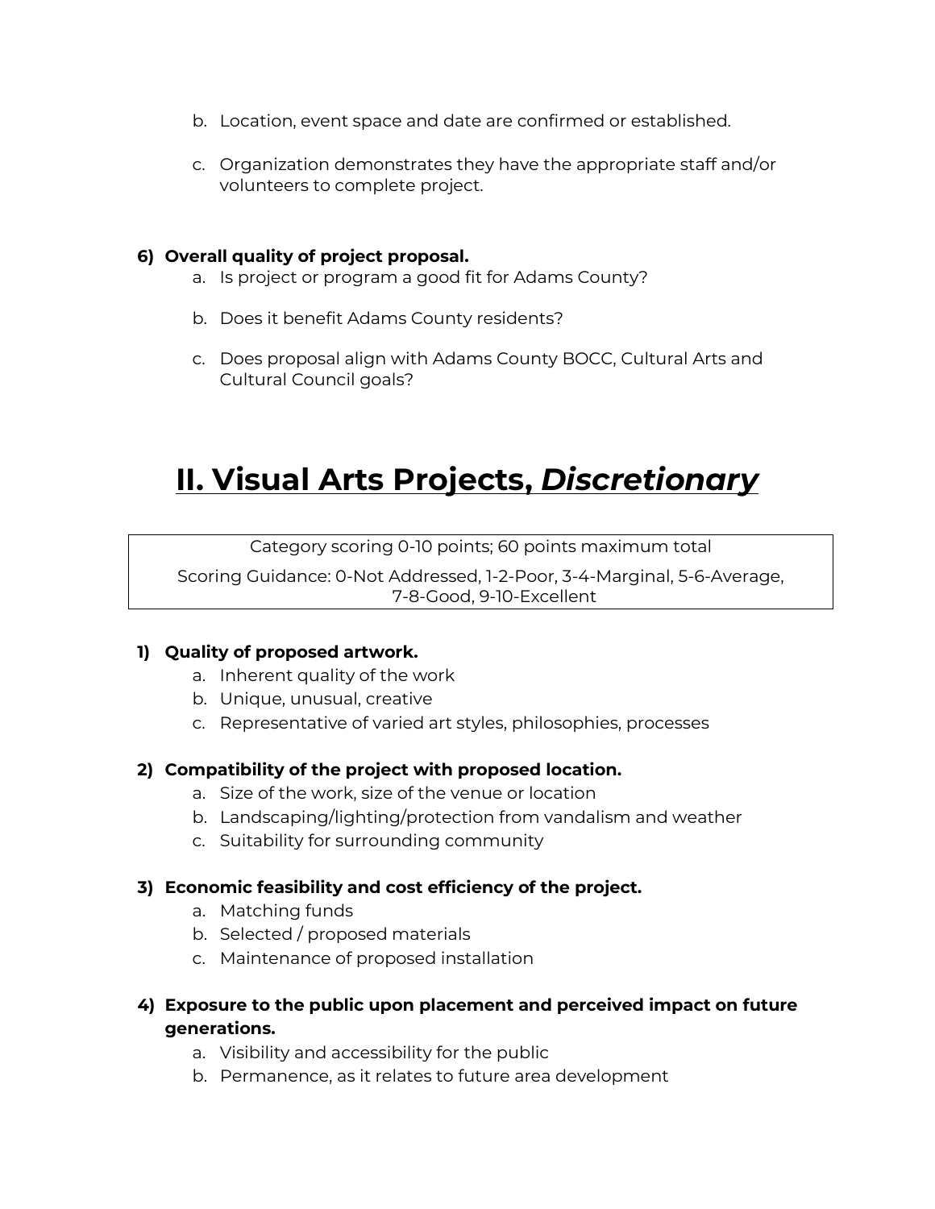b. Location, event space and date are confirmed or established.

c. Organization demonstrates they have the appropriate staff and/or volunteers to complete project.

**6) Overall quality of project proposal.**

a. Is project or program a good fit for Adams County?

b. Does it benefit Adams County residents?

c. Does proposal align with Adams County BOCC, Cultural Arts and Cultural Council goals?

# II. Visual Arts Projects, *Discretionary*

| Category scoring 0-10 points; 60 points maximum total |
|---|
| Scoring Guidance: 0-Not Addressed, 1-2-Poor, 3-4-Marginal, 5-6-Average, 7-8-Good, 9-10-Excellent |

**1) Quality of proposed artwork.**
   a. Inherent quality of the work
   b. Unique, unusual, creative
   c. Representative of varied art styles, philosophies, processes

**2) Compatibility of the project with proposed location.**
   a. Size of the work, size of the venue or location
   b. Landscaping/lighting/protection from vandalism and weather
   c. Suitability for surrounding community

**3) Economic feasibility and cost efficiency of the project.**
   a. Matching funds
   b. Selected / proposed materials
   c. Maintenance of proposed installation

**4) Exposure to the public upon placement and perceived impact on future generations.**
   a. Visibility and accessibility for the public
   b. Permanence, as it relates to future area development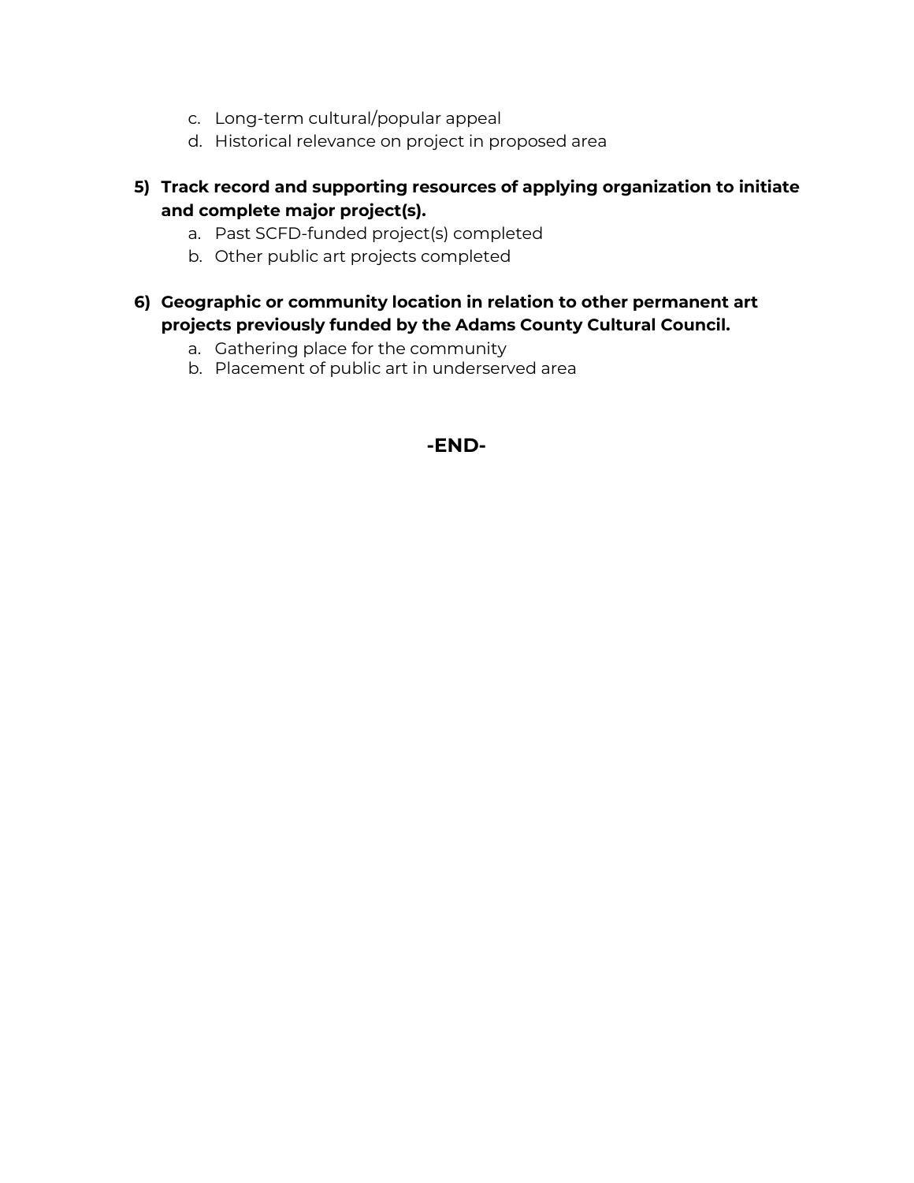c. Long-term cultural/popular appeal
   d. Historical relevance on project in proposed area

**5) Track record and supporting resources of applying organization to initiate and complete major project(s).**
   a. Past SCFD-funded project(s) completed
   b. Other public art projects completed

**6) Geographic or community location in relation to other permanent art projects previously funded by the Adams County Cultural Council.**
   a. Gathering place for the community
   b. Placement of public art in underserved area

**-END-**